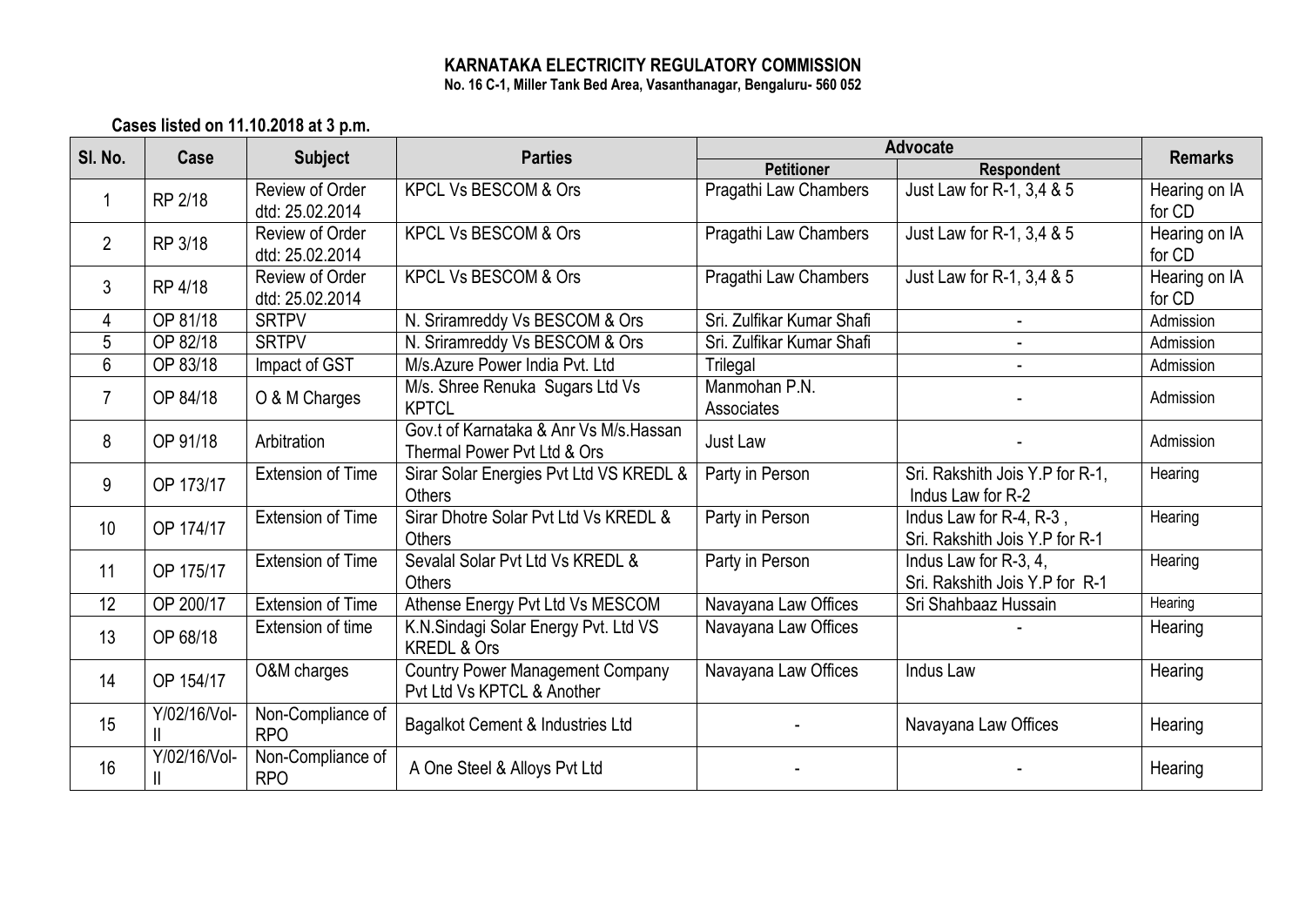# KARNATAKA ELECTRICITY REGULATORY COMMISSION

**No. 16 C-1, Miller Tank Bed Area, Vasanthanagar, Bengaluru- 560 052**

**Cases listed on 11.10.2018 at 3 p.m.**

| Sl. No. | Case | Subject | Parties | Advocate | | Remarks |
|---|---|---|---|---|---|---|
| | | | | Petitioner | Respondent | |
| 1 | RP 2/18 | Review of Order dtd: 25.02.2014 | KPCL Vs BESCOM & Ors | Pragathi Law Chambers | Just Law for R-1, 3,4 & 5 | Hearing on IA for CD |
| 2 | RP 3/18 | Review of Order dtd: 25.02.2014 | KPCL Vs BESCOM & Ors | Pragathi Law Chambers | Just Law for R-1, 3,4 & 5 | Hearing on IA for CD |
| 3 | RP 4/18 | Review of Order dtd: 25.02.2014 | KPCL Vs BESCOM & Ors | Pragathi Law Chambers | Just Law for R-1, 3,4 & 5 | Hearing on IA for CD |
| 4 | OP 81/18 | SRTPV | N. Sriramreddy Vs BESCOM & Ors | Sri. Zulfikar Kumar Shafi | - | Admission |
| 5 | OP 82/18 | SRTPV | N. Sriramreddy Vs BESCOM & Ors | Sri. Zulfikar Kumar Shafi | - | Admission |
| 6 | OP 83/18 | Impact of GST | M/s.Azure Power India Pvt. Ltd | Trilegal | - | Admission |
| 7 | OP 84/18 | O & M Charges | M/s. Shree Renuka Sugars Ltd Vs KPTCL | Manmohan P.N. Associates | - | Admission |
| 8 | OP 91/18 | Arbitration | Gov.t of Karnataka & Anr Vs M/s.Hassan Thermal Power Pvt Ltd & Ors | Just Law | - | Admission |
| 9 | OP 173/17 | Extension of Time | Sirar Solar Energies Pvt Ltd VS KREDL & Others | Party in Person | Sri. Rakshith Jois Y.P for R-1, Indus Law for R-2 | Hearing |
| 10 | OP 174/17 | Extension of Time | Sirar Dhotre Solar Pvt Ltd Vs KREDL & Others | Party in Person | Indus Law for R-4, R-3 , Sri. Rakshith Jois Y.P for R-1 | Hearing |
| 11 | OP 175/17 | Extension of Time | Sevalal Solar Pvt Ltd Vs KREDL & Others | Party in Person | Indus Law for R-3, 4, Sri. Rakshith Jois Y.P for R-1 | Hearing |
| 12 | OP 200/17 | Extension of Time | Athense Energy Pvt Ltd Vs MESCOM | Navayana Law Offices | Sri Shahbaaz Hussain | Hearing |
| 13 | OP 68/18 | Extension of time | K.N.Sindagi Solar Energy Pvt. Ltd VS KREDL & Ors | Navayana Law Offices | - | Hearing |
| 14 | OP 154/17 | O&M charges | Country Power Management Company Pvt Ltd Vs KPTCL & Another | Navayana Law Offices | Indus Law | Hearing |
| 15 | Y/02/16/Vol-II | Non-Compliance of RPO | Bagalkot Cement & Industries Ltd | - | Navayana Law Offices | Hearing |
| 16 | Y/02/16/Vol-II | Non-Compliance of RPO | A One Steel & Alloys Pvt Ltd | - | - | Hearing |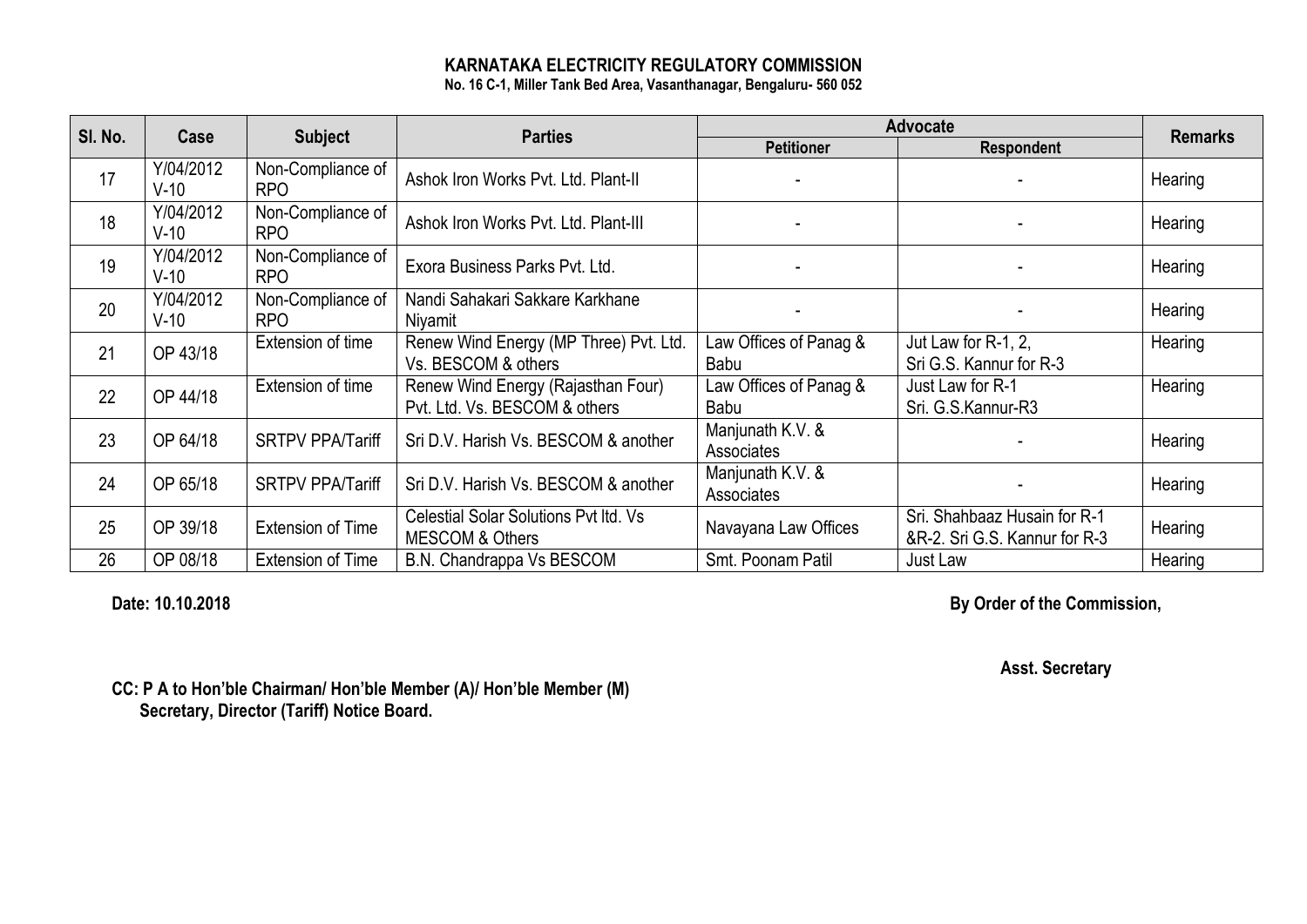**KARNATAKA ELECTRICITY REGULATORY COMMISSION**
**No. 16 C-1, Miller Tank Bed Area, Vasanthanagar, Bengaluru- 560 052**

| Sl. No. | Case | Subject | Parties | Advocate | | Remarks |
|---|---|---|---|---|---|---|
| | | | | Petitioner | Respondent | |
| 17 | Y/04/2012 V-10 | Non-Compliance of RPO | Ashok Iron Works Pvt. Ltd. Plant-II | - | - | Hearing |
| 18 | Y/04/2012 V-10 | Non-Compliance of RPO | Ashok Iron Works Pvt. Ltd. Plant-III | - | - | Hearing |
| 19 | Y/04/2012 V-10 | Non-Compliance of RPO | Exora Business Parks Pvt. Ltd. | - | - | Hearing |
| 20 | Y/04/2012 V-10 | Non-Compliance of RPO | Nandi Sahakari Sakkare Karkhane Niyamit | - | - | Hearing |
| 21 | OP 43/18 | Extension of time | Renew Wind Energy (MP Three) Pvt. Ltd. Vs. BESCOM & others | Law Offices of Panag & Babu | Jut Law for R-1, 2, Sri G.S. Kannur for R-3 | Hearing |
| 22 | OP 44/18 | Extension of time | Renew Wind Energy (Rajasthan Four) Pvt. Ltd. Vs. BESCOM & others | Law Offices of Panag & Babu | Just Law for R-1 Sri. G.S.Kannur-R3 | Hearing |
| 23 | OP 64/18 | SRTPV PPA/Tariff | Sri D.V. Harish Vs. BESCOM & another | Manjunath K.V. & Associates | - | Hearing |
| 24 | OP 65/18 | SRTPV PPA/Tariff | Sri D.V. Harish Vs. BESCOM & another | Manjunath K.V. & Associates | - | Hearing |
| 25 | OP 39/18 | Extension of Time | Celestial Solar Solutions Pvt ltd. Vs MESCOM & Others | Navayana Law Offices | Sri. Shahbaaz Husain for R-1 &R-2. Sri G.S. Kannur for R-3 | Hearing |
| 26 | OP 08/18 | Extension of Time | B.N. Chandrappa Vs BESCOM | Smt. Poonam Patil | Just Law | Hearing |

**Date: 10.10.2018**

**By Order of the Commission,**

**Asst. Secretary**

**CC: P A to Hon'ble Chairman/ Hon'ble Member (A)/ Hon'ble Member (M)**
**Secretary, Director (Tariff) Notice Board.**